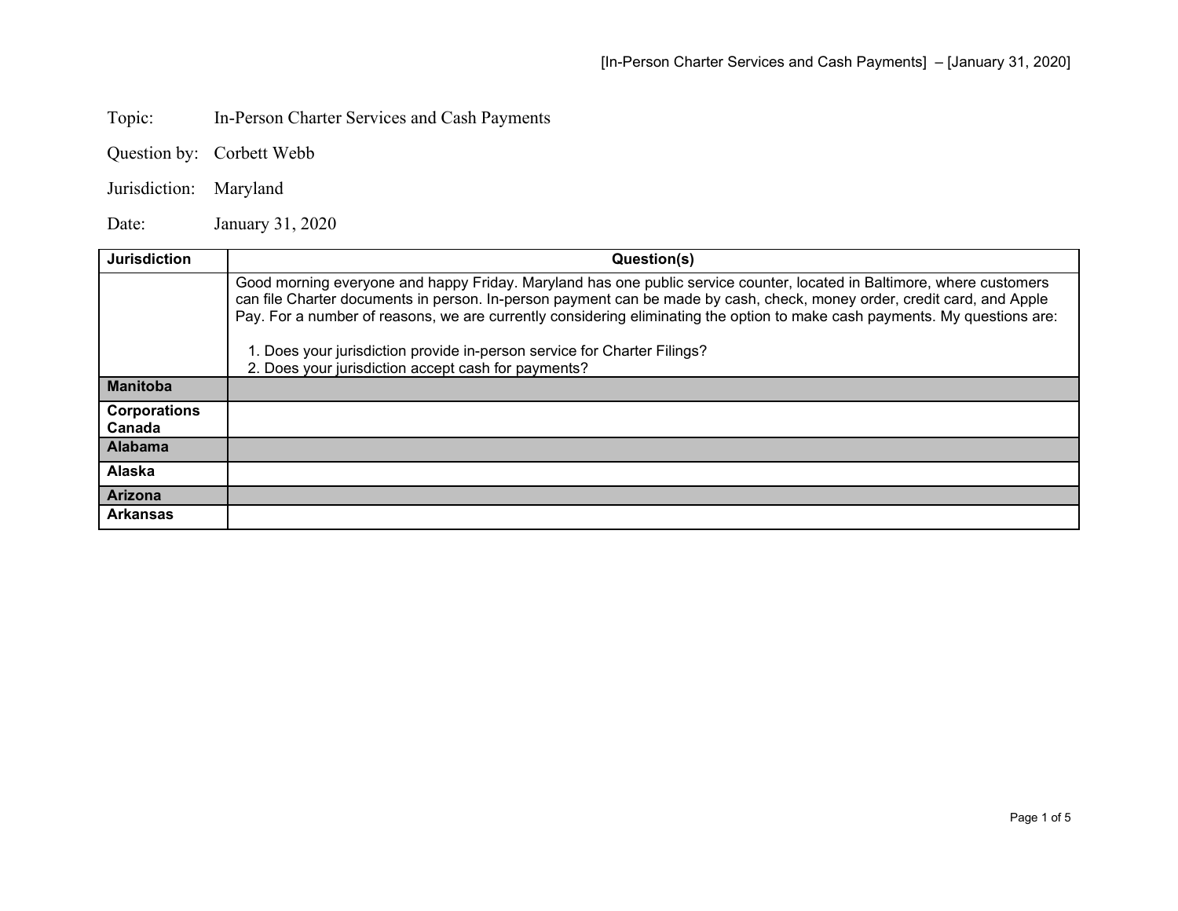Topic: In-Person Charter Services and Cash Payments

Question by: Corbett Webb

Jurisdiction: Maryland

Date: January 31, 2020

| Jurisdiction | Question(s) |
|---|---|
| | Good morning everyone and happy Friday. Maryland has one public service counter, located in Baltimore, where customers can file Charter documents in person. In-person payment can be made by cash, check, money order, credit card, and Apple Pay. For a number of reasons, we are currently considering eliminating the option to make cash payments. My questions are:<br><br>1. Does your jurisdiction provide in-person service for Charter Filings?<br>2. Does your jurisdiction accept cash for payments? |
| **Manitoba** | |
| **Corporations Canada** | |
| **Alabama** | |
| **Alaska** | |
| **Arizona** | |
| **Arkansas** | |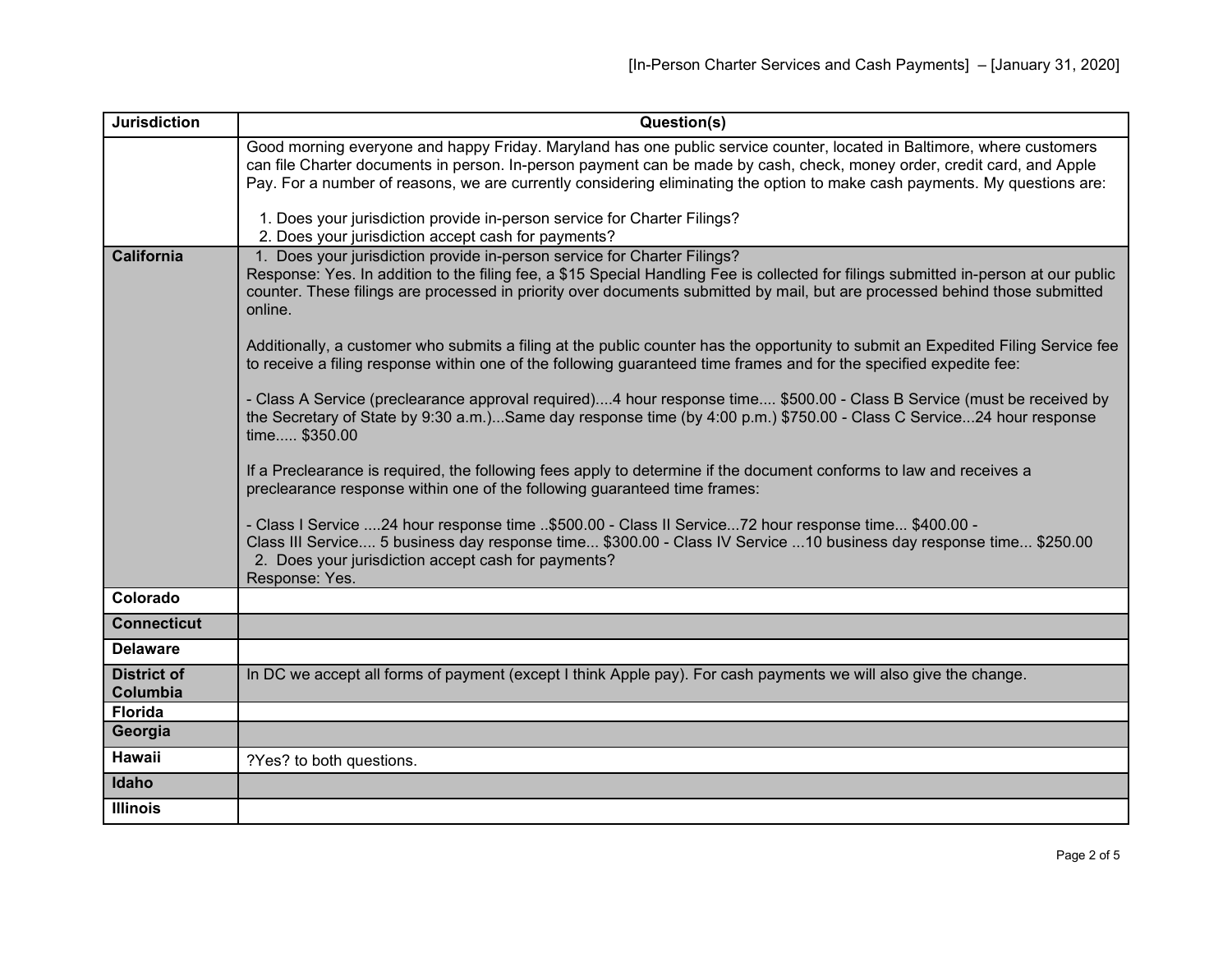| Jurisdiction | Question(s) |
|---|---|
| | Good morning everyone and happy Friday. Maryland has one public service counter, located in Baltimore, where customers can file Charter documents in person. In-person payment can be made by cash, check, money order, credit card, and Apple Pay. For a number of reasons, we are currently considering eliminating the option to make cash payments. My questions are:<br><br>1. Does your jurisdiction provide in-person service for Charter Filings?<br>2. Does your jurisdiction accept cash for payments? |
| **California** | 1. Does your jurisdiction provide in-person service for Charter Filings?<br>Response: Yes. In addition to the filing fee, a $15 Special Handling Fee is collected for filings submitted in-person at our public counter. These filings are processed in priority over documents submitted by mail, but are processed behind those submitted online.<br><br>Additionally, a customer who submits a filing at the public counter has the opportunity to submit an Expedited Filing Service fee to receive a filing response within one of the following guaranteed time frames and for the specified expedite fee:<br><br>- Class A Service (preclearance approval required)....4 hour response time.... $500.00 - Class B Service (must be received by the Secretary of State by 9:30 a.m.)...Same day response time (by 4:00 p.m.) $750.00 - Class C Service...24 hour response time..... $350.00<br><br>If a Preclearance is required, the following fees apply to determine if the document conforms to law and receives a preclearance response within one of the following guaranteed time frames:<br><br>- Class I Service ....24 hour response time ..$500.00 - Class II Service...72 hour response time... $400.00 - Class III Service.... 5 business day response time... $300.00 - Class IV Service ...10 business day response time... $250.00<br>2. Does your jurisdiction accept cash for payments?<br>Response: Yes. |
| **Colorado** | |
| **Connecticut** | |
| **Delaware** | |
| **District of Columbia** | In DC we accept all forms of payment (except I think Apple pay). For cash payments we will also give the change. |
| **Florida** | |
| **Georgia** | |
| **Hawaii** | ?Yes? to both questions. |
| **Idaho** | |
| **Illinois** | |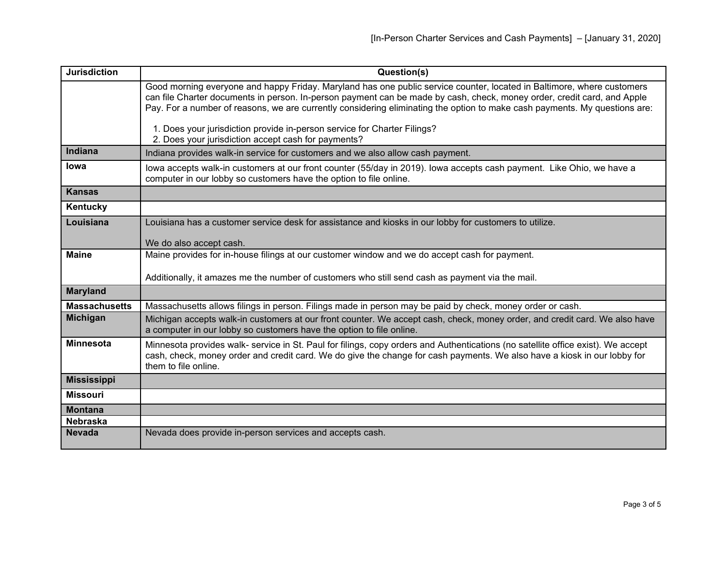| Jurisdiction | Question(s) |
|---|---|
| | Good morning everyone and happy Friday. Maryland has one public service counter, located in Baltimore, where customers can file Charter documents in person. In-person payment can be made by cash, check, money order, credit card, and Apple Pay. For a number of reasons, we are currently considering eliminating the option to make cash payments. My questions are:<br><br>1. Does your jurisdiction provide in-person service for Charter Filings?<br>2. Does your jurisdiction accept cash for payments? |
| **Indiana** | Indiana provides walk-in service for customers and we also allow cash payment. |
| **Iowa** | Iowa accepts walk-in customers at our front counter (55/day in 2019). Iowa accepts cash payment. Like Ohio, we have a computer in our lobby so customers have the option to file online. |
| **Kansas** | |
| **Kentucky** | |
| **Louisiana** | Louisiana has a customer service desk for assistance and kiosks in our lobby for customers to utilize.<br><br>We do also accept cash. |
| **Maine** | Maine provides for in-house filings at our customer window and we do accept cash for payment.<br><br>Additionally, it amazes me the number of customers who still send cash as payment via the mail. |
| **Maryland** | |
| **Massachusetts** | Massachusetts allows filings in person. Filings made in person may be paid by check, money order or cash. |
| **Michigan** | Michigan accepts walk-in customers at our front counter. We accept cash, check, money order, and credit card. We also have a computer in our lobby so customers have the option to file online. |
| **Minnesota** | Minnesota provides walk- service in St. Paul for filings, copy orders and Authentications (no satellite office exist). We accept cash, check, money order and credit card. We do give the change for cash payments. We also have a kiosk in our lobby for them to file online. |
| **Mississippi** | |
| **Missouri** | |
| **Montana** | |
| **Nebraska** | |
| **Nevada** | Nevada does provide in-person services and accepts cash. |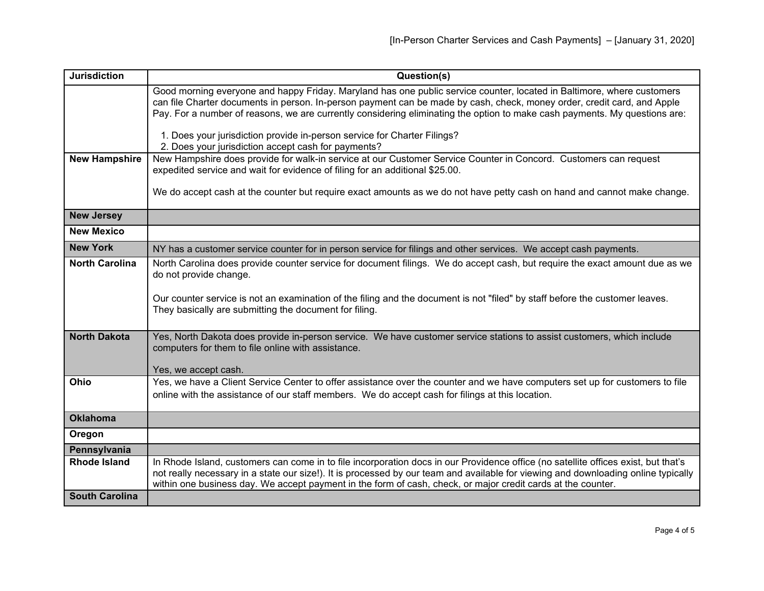| Jurisdiction | Question(s) |
|---|---|
| | Good morning everyone and happy Friday. Maryland has one public service counter, located in Baltimore, where customers can file Charter documents in person. In-person payment can be made by cash, check, money order, credit card, and Apple Pay. For a number of reasons, we are currently considering eliminating the option to make cash payments. My questions are:<br><br>1. Does your jurisdiction provide in-person service for Charter Filings?<br>2. Does your jurisdiction accept cash for payments? |
| **New Hampshire** | New Hampshire does provide for walk-in service at our Customer Service Counter in Concord. Customers can request expedited service and wait for evidence of filing for an additional $25.00.<br><br>We do accept cash at the counter but require exact amounts as we do not have petty cash on hand and cannot make change. |
| **New Jersey** | |
| **New Mexico** | |
| **New York** | NY has a customer service counter for in person service for filings and other services. We accept cash payments. |
| **North Carolina** | North Carolina does provide counter service for document filings. We do accept cash, but require the exact amount due as we do not provide change.<br><br>Our counter service is not an examination of the filing and the document is not "filed" by staff before the customer leaves. They basically are submitting the document for filing. |
| **North Dakota** | Yes, North Dakota does provide in-person service. We have customer service stations to assist customers, which include computers for them to file online with assistance.<br><br>Yes, we accept cash. |
| **Ohio** | Yes, we have a Client Service Center to offer assistance over the counter and we have computers set up for customers to file online with the assistance of our staff members. We do accept cash for filings at this location. |
| **Oklahoma** | |
| **Oregon** | |
| **Pennsylvania** | |
| **Rhode Island** | In Rhode Island, customers can come in to file incorporation docs in our Providence office (no satellite offices exist, but that's not really necessary in a state our size!). It is processed by our team and available for viewing and downloading online typically within one business day. We accept payment in the form of cash, check, or major credit cards at the counter. |
| **South Carolina** | |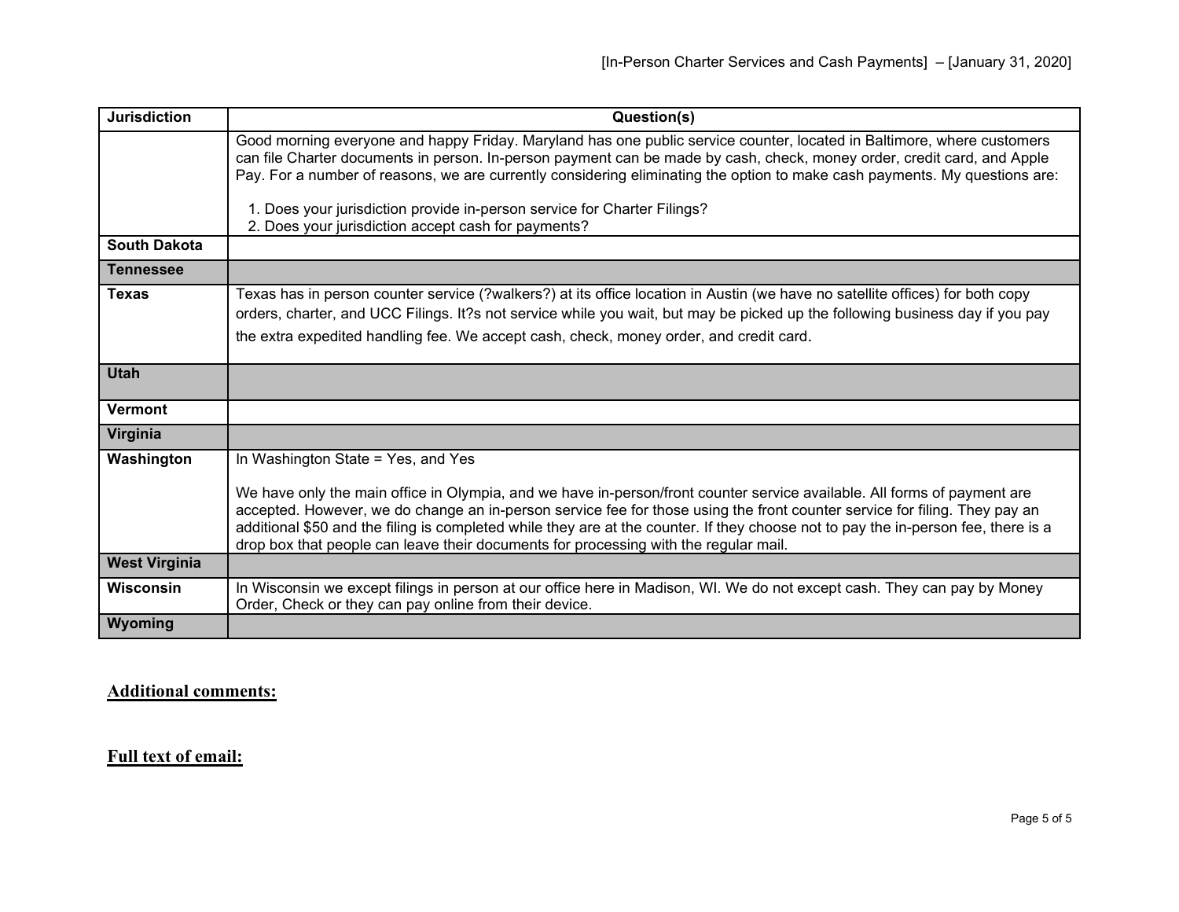| Jurisdiction | Question(s) |
|---|---|
| | Good morning everyone and happy Friday. Maryland has one public service counter, located in Baltimore, where customers can file Charter documents in person. In-person payment can be made by cash, check, money order, credit card, and Apple Pay. For a number of reasons, we are currently considering eliminating the option to make cash payments. My questions are:<br><br>1. Does your jurisdiction provide in-person service for Charter Filings?<br>2. Does your jurisdiction accept cash for payments? |
| **South Dakota** | |
| **Tennessee** | |
| **Texas** | Texas has in person counter service (?walkers?) at its office location in Austin (we have no satellite offices) for both copy orders, charter, and UCC Filings. It?s not service while you wait, but may be picked up the following business day if you pay the extra expedited handling fee. We accept cash, check, money order, and credit card. |
| **Utah** | |
| **Vermont** | |
| **Virginia** | |
| **Washington** | In Washington State = Yes, and Yes<br><br>We have only the main office in Olympia, and we have in-person/front counter service available. All forms of payment are accepted. However, we do change an in-person service fee for those using the front counter service for filing. They pay an additional $50 and the filing is completed while they are at the counter. If they choose not to pay the in-person fee, there is a drop box that people can leave their documents for processing with the regular mail. |
| **West Virginia** | |
| **Wisconsin** | In Wisconsin we except filings in person at our office here in Madison, WI. We do not except cash. They can pay by Money Order, Check or they can pay online from their device. |
| **Wyoming** | |

## Additional comments:

## Full text of email: